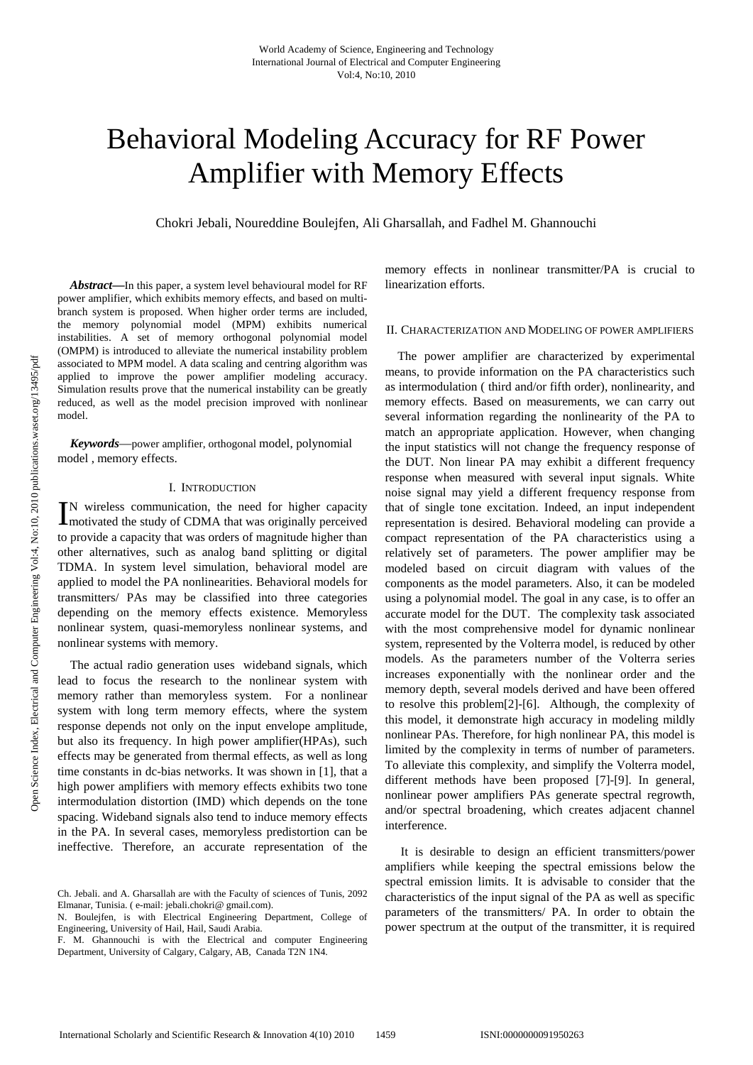# Behavioral Modeling Accuracy for RF Power Amplifier with Memory Effects

Chokri Jebali, Noureddine Boulejfen, Ali Gharsallah, and Fadhel M. Ghannouchi

***Abstract*—**In this paper, a system level behavioural model for RF power amplifier, which exhibits memory effects, and based on multi-branch system is proposed. When higher order terms are included, the memory polynomial model (MPM) exhibits numerical instabilities. A set of memory orthogonal polynomial model (OMPM) is introduced to alleviate the numerical instability problem associated to MPM model. A data scaling and centring algorithm was applied to improve the power amplifier modeling accuracy. Simulation results prove that the numerical instability can be greatly reduced, as well as the model precision improved with nonlinear model.

***Keywords*—**power amplifier, orthogonal model, polynomial model , memory effects.

## I. Introduction

IN wireless communication, the need for higher capacity motivated the study of CDMA that was originally perceived to provide a capacity that was orders of magnitude higher than other alternatives, such as analog band splitting or digital TDMA. In system level simulation, behavioral model are applied to model the PA nonlinearities. Behavioral models for transmitters/ PAs may be classified into three categories depending on the memory effects existence. Memoryless nonlinear system, quasi-memoryless nonlinear systems, and nonlinear systems with memory.

The actual radio generation uses wideband signals, which lead to focus the research to the nonlinear system with memory rather than memoryless system. For a nonlinear system with long term memory effects, where the system response depends not only on the input envelope amplitude, but also its frequency. In high power amplifier(HPAs), such effects may be generated from thermal effects, as well as long time constants in dc-bias networks. It was shown in [1], that a high power amplifiers with memory effects exhibits two tone intermodulation distortion (IMD) which depends on the tone spacing. Wideband signals also tend to induce memory effects in the PA. In several cases, memoryless predistortion can be ineffective. Therefore, an accurate representation of the memory effects in nonlinear transmitter/PA is crucial to linearization efforts.

Ch. Jebali. and A. Gharsallah are with the Faculty of sciences of Tunis, 2092 Elmanar, Tunisia. ( e-mail: jebali.chokri@ gmail.com).

N. Boulejfen, is with Electrical Engineering Department, College of Engineering, University of Hail, Hail, Saudi Arabia.

F. M. Ghannouchi is with the Electrical and computer Engineering Department, University of Calgary, Calgary, AB, Canada T2N 1N4.

## II. Characterization and Modeling of power amplifiers

The power amplifier are characterized by experimental means, to provide information on the PA characteristics such as intermodulation ( third and/or fifth order), nonlinearity, and memory effects. Based on measurements, we can carry out several information regarding the nonlinearity of the PA to match an appropriate application. However, when changing the input statistics will not change the frequency response of the DUT. Non linear PA may exhibit a different frequency response when measured with several input signals. White noise signal may yield a different frequency response from that of single tone excitation. Indeed, an input independent representation is desired. Behavioral modeling can provide a compact representation of the PA characteristics using a relatively set of parameters. The power amplifier may be modeled based on circuit diagram with values of the components as the model parameters. Also, it can be modeled using a polynomial model. The goal in any case, is to offer an accurate model for the DUT. The complexity task associated with the most comprehensive model for dynamic nonlinear system, represented by the Volterra model, is reduced by other models. As the parameters number of the Volterra series increases exponentially with the nonlinear order and the memory depth, several models derived and have been offered to resolve this problem[2]-[6]. Although, the complexity of this model, it demonstrate high accuracy in modeling mildly nonlinear PAs. Therefore, for high nonlinear PA, this model is limited by the complexity in terms of number of parameters. To alleviate this complexity, and simplify the Volterra model, different methods have been proposed [7]-[9]. In general, nonlinear power amplifiers PAs generate spectral regrowth, and/or spectral broadening, which creates adjacent channel interference.

It is desirable to design an efficient transmitters/power amplifiers while keeping the spectral emissions below the spectral emission limits. It is advisable to consider that the characteristics of the input signal of the PA as well as specific parameters of the transmitters/ PA. In order to obtain the power spectrum at the output of the transmitter, it is required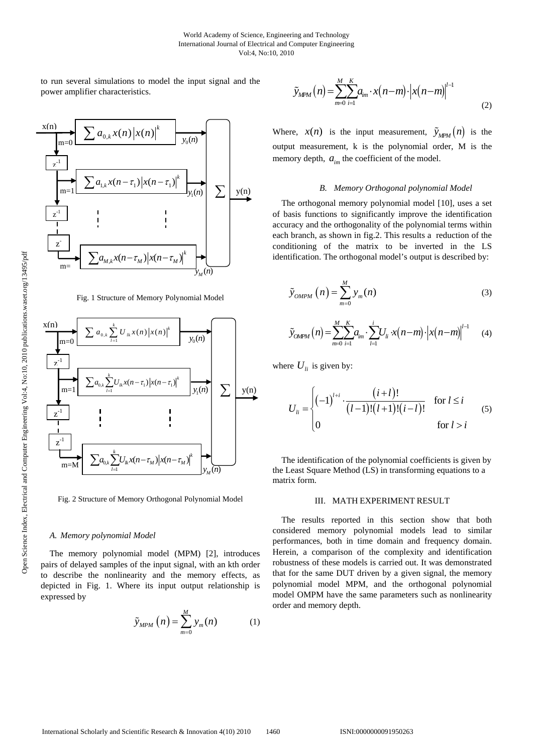to run several simulations to model the input signal and the power amplifier characteristics.

Fig. 1 Structure of Memory Polynomial Model

Fig. 2 Structure of Memory Orthogonal Polynomial Model

### A. Memory polynomial Model

The memory polynomial model (MPM) [2], introduces pairs of delayed samples of the input signal, with an kth order to describe the nonlinearity and the memory effects, as depicted in Fig. 1. Where its input output relationship is expressed by

$$\tilde{y}_{MPM}(n) = \sum_{m=0}^{M} y_m(n) \tag{1}$$

$$\tilde{y}_{MPM}(n) = \sum_{m=0}^{M}\sum_{i=1}^{K} a_{im} \cdot x(n-m) \cdot \left|x(n-m)\right|^{l-1} \tag{2}$$

Where, $x(n)$ is the input measurement, $\tilde{y}_{MPM}(n)$ is the output measurement, k is the polynomial order, M is the memory depth, $a_{im}$ the coefficient of the model.

### B. Memory Orthogonal polynomial Model

The orthogonal memory polynomial model [10], uses a set of basis functions to significantly improve the identification accuracy and the orthogonality of the polynomial terms within each branch, as shown in fig.2. This results a reduction of the conditioning of the matrix to be inverted in the LS identification. The orthogonal model's output is described by:

$$\tilde{y}_{OMPM}(n) = \sum_{m=0}^{M} y_m(n) \tag{3}$$

$$\tilde{y}_{OMPM}(n) = \sum_{m=0}^{M}\sum_{i=1}^{K} a_{im} \cdot \sum_{l=1}^{i} U_{li} \cdot x(n-m) \cdot \left|x(n-m)\right|^{l-1} \tag{4}$$

where $U_{li}$ is given by:

$$U_{li} = \begin{cases} (-1)^{l+i} \cdot \dfrac{(i+l)!}{(l-1)!(l+1)!(i-l)!} & \text{for } l \le i \\ 0 & \text{for } l > i \end{cases} \tag{5}$$

The identification of the polynomial coefficients is given by the Least Square Method (LS) in transforming equations to a matrix form.

## III. MATH EXPERIMENT RESULT

The results reported in this section show that both considered memory polynomial models lead to similar performances, both in time domain and frequency domain. Herein, a comparison of the complexity and identification robustness of these models is carried out. It was demonstrated that for the same DUT driven by a given signal, the memory polynomial model MPM, and the orthogonal polynomial model OMPM have the same parameters such as nonlinearity order and memory depth.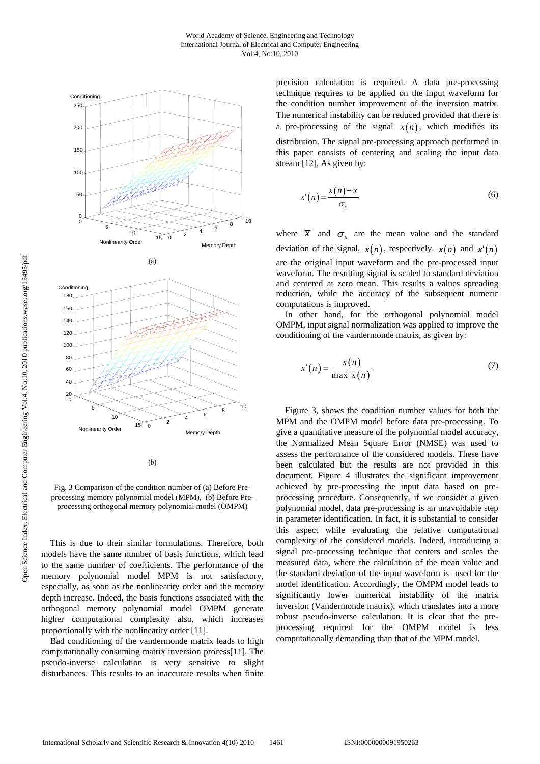Fig. 3 Comparison of the condition number of (a) Before Pre-processing memory polynomial model (MPM), (b) Before Pre-processing orthogonal memory polynomial model (OMPM)

This is due to their similar formulations. Therefore, both models have the same number of basis functions, which lead to the same number of coefficients. The performance of the memory polynomial model MPM is not satisfactory, especially, as soon as the nonlinearity order and the memory depth increase. Indeed, the basis functions associated with the orthogonal memory polynomial model OMPM generate higher computational complexity also, which increases proportionally with the nonlinearity order [11].

Bad conditioning of the vandermonde matrix leads to high computationally consuming matrix inversion process[11]. The pseudo-inverse calculation is very sensitive to slight disturbances. This results to an inaccurate results when finite precision calculation is required. A data pre-processing technique requires to be applied on the input waveform for the condition number improvement of the inversion matrix. The numerical instability can be reduced provided that there is a pre-processing of the signal $x(n)$, which modifies its distribution. The signal pre-processing approach performed in this paper consists of centering and scaling the input data stream [12], As given by:

$$x'(n) = \frac{x(n) - \overline{x}}{\sigma_x} \tag{6}$$

where $\overline{X}$ and $\sigma_x$ are the mean value and the standard deviation of the signal, $x(n)$, respectively. $x(n)$ and $x'(n)$ are the original input waveform and the pre-processed input waveform. The resulting signal is scaled to standard deviation and centered at zero mean. This results a values spreading reduction, while the accuracy of the subsequent numeric computations is improved.

In other hand, for the orthogonal polynomial model OMPM, input signal normalization was applied to improve the conditioning of the vandermonde matrix, as given by:

$$x'(n) = \frac{x(n)}{\max|x(n)|} \tag{7}$$

Figure 3, shows the condition number values for both the MPM and the OMPM model before data pre-processing. To give a quantitative measure of the polynomial model accuracy, the Normalized Mean Square Error (NMSE) was used to assess the performance of the considered models. These have been calculated but the results are not provided in this document. Figure 4 illustrates the significant improvement achieved by pre-processing the input data based on pre-processing procedure. Consequently, if we consider a given polynomial model, data pre-processing is an unavoidable step in parameter identification. In fact, it is substantial to consider this aspect while evaluating the relative computational complexity of the considered models. Indeed, introducing a signal pre-processing technique that centers and scales the measured data, where the calculation of the mean value and the standard deviation of the input waveform is used for the model identification. Accordingly, the OMPM model leads to significantly lower numerical instability of the matrix inversion (Vandermonde matrix), which translates into a more robust pseudo-inverse calculation. It is clear that the pre-processing required for the OMPM model is less computationally demanding than that of the MPM model.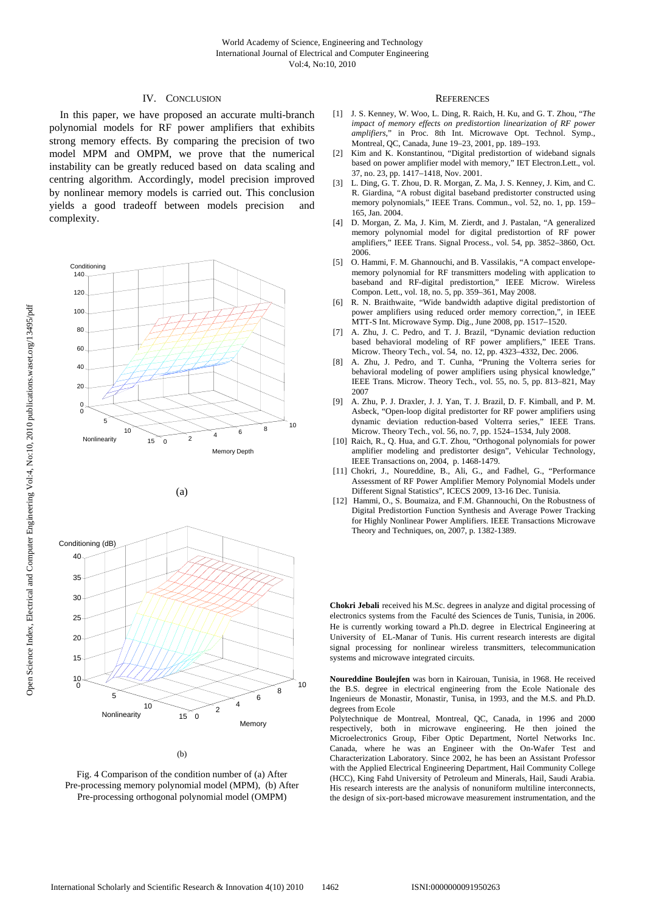## IV. CONCLUSION

In this paper, we have proposed an accurate multi-branch polynomial models for RF power amplifiers that exhibits strong memory effects. By comparing the precision of two model MPM and OMPM, we prove that the numerical instability can be greatly reduced based on data scaling and centring algorithm. Accordingly, model precision improved by nonlinear memory models is carried out. This conclusion yields a good tradeoff between models precision and complexity.

(a)

(b)

Fig. 4 Comparison of the condition number of (a) After Pre-processing memory polynomial model (MPM), (b) After Pre-processing orthogonal polynomial model (OMPM)

## REFERENCES

[1] J. S. Kenney, W. Woo, L. Ding, R. Raich, H. Ku, and G. T. Zhou, "*The impact of memory effects on predistortion linearization of RF power amplifiers*," in Proc. 8th Int. Microwave Opt. Technol. Symp., Montreal, QC, Canada, June 19–23, 2001, pp. 189–193.

[2] Kim and K. Konstantinou, "Digital predistortion of wideband signals based on power amplifier model with memory," IET Electron.Lett., vol. 37, no. 23, pp. 1417–1418, Nov. 2001.

[3] L. Ding, G. T. Zhou, D. R. Morgan, Z. Ma, J. S. Kenney, J. Kim, and C. R. Giardina, "A robust digital baseband predistorter constructed using memory polynomials," IEEE Trans. Commun., vol. 52, no. 1, pp. 159–165, Jan. 2004.

[4] D. Morgan, Z. Ma, J. Kim, M. Zierdt, and J. Pastalan, "A generalized memory polynomial model for digital predistortion of RF power amplifiers," IEEE Trans. Signal Process., vol. 54, pp. 3852–3860, Oct. 2006.

[5] O. Hammi, F. M. Ghannouchi, and B. Vassilakis, "A compact envelope-memory polynomial for RF transmitters modeling with application to baseband and RF-digital predistortion," IEEE Microw. Wireless Compon. Lett., vol. 18, no. 5, pp. 359–361, May 2008.

[6] R. N. Braithwaite, "Wide bandwidth adaptive digital predistortion of power amplifiers using reduced order memory correction,", in IEEE MTT-S Int. Microwave Symp. Dig., June 2008, pp. 1517–1520.

[7] A. Zhu, J. C. Pedro, and T. J. Brazil, "Dynamic deviation reduction based behavioral modeling of RF power amplifiers," IEEE Trans. Microw. Theory Tech., vol. 54, no. 12, pp. 4323–4332, Dec. 2006.

[8] A. Zhu, J. Pedro, and T. Cunha, "Pruning the Volterra series for behavioral modeling of power amplifiers using physical knowledge," IEEE Trans. Microw. Theory Tech., vol. 55, no. 5, pp. 813–821, May 2007

[9] A. Zhu, P. J. Draxler, J. J. Yan, T. J. Brazil, D. F. Kimball, and P. M. Asbeck, "Open-loop digital predistorter for RF power amplifiers using dynamic deviation reduction-based Volterra series," IEEE Trans. Microw. Theory Tech., vol. 56, no. 7, pp. 1524–1534, July 2008.

[10] Raich, R., Q. Hua, and G.T. Zhou, "Orthogonal polynomials for power amplifier modeling and predistorter design", Vehicular Technology, IEEE Transactions on, 2004, p. 1468-1479.

[11] Chokri, J., Noureddine, B., Ali, G., and Fadhel, G., "Performance Assessment of RF Power Amplifier Memory Polynomial Models under Different Signal Statistics", ICECS 2009, 13-16 Dec. Tunisia.

[12] Hammi, O., S. Boumaiza, and F.M. Ghannouchi, On the Robustness of Digital Predistortion Function Synthesis and Average Power Tracking for Highly Nonlinear Power Amplifiers. IEEE Transactions Microwave Theory and Techniques, on, 2007, p. 1382-1389.

**Chokri Jebali** received his M.Sc. degrees in analyze and digital processing of electronics systems from the Faculté des Sciences de Tunis, Tunisia, in 2006. He is currently working toward a Ph.D. degree in Electrical Engineering at University of EL-Manar of Tunis. His current research interests are digital signal processing for nonlinear wireless transmitters, telecommunication systems and microwave integrated circuits.

**Noureddine Boulejfen** was born in Kairouan, Tunisia, in 1968. He received the B.S. degree in electrical engineering from the Ecole Nationale des Ingenieurs de Monastir, Monastir, Tunisa, in 1993, and the M.S. and Ph.D. degrees from Ecole Polytechnique de Montreal, Montreal, QC, Canada, in 1996 and 2000 respectively, both in microwave engineering. He then joined the Microelectronics Group, Fiber Optic Department, Nortel Networks Inc. Canada, where he was an Engineer with the On-Wafer Test and Characterization Laboratory. Since 2002, he has been an Assistant Professor with the Applied Electrical Engineering Department, Hail Community College (HCC), King Fahd University of Petroleum and Minerals, Hail, Saudi Arabia. His research interests are the analysis of nonuniform multiline interconnects, the design of six-port-based microwave measurement instrumentation, and the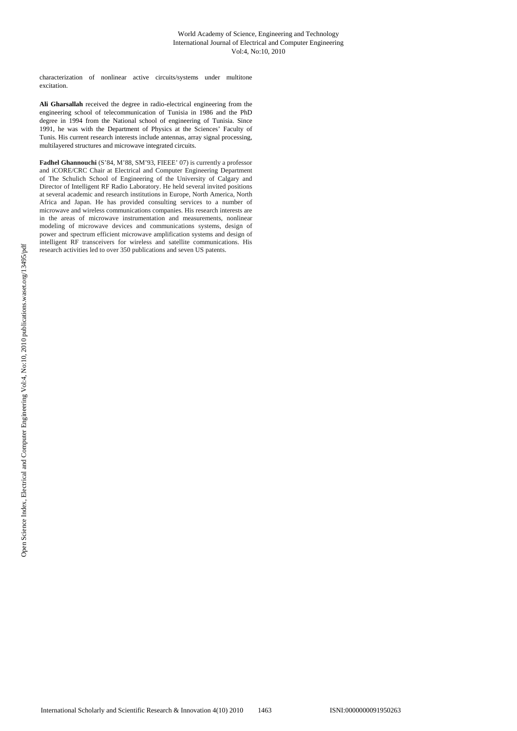characterization of nonlinear active circuits/systems under multitone excitation.

**Ali Gharsallah** received the degree in radio-electrical engineering from the engineering school of telecommunication of Tunisia in 1986 and the PhD degree in 1994 from the National school of engineering of Tunisia. Since 1991, he was with the Department of Physics at the Sciences' Faculty of Tunis. His current research interests include antennas, array signal processing, multilayered structures and microwave integrated circuits.

**Fadhel Ghannouchi** (S'84, M'88, SM'93, FIEEE' 07) is currently a professor and iCORE/CRC Chair at Electrical and Computer Engineering Department of The Schulich School of Engineering of the University of Calgary and Director of Intelligent RF Radio Laboratory. He held several invited positions at several academic and research institutions in Europe, North America, North Africa and Japan. He has provided consulting services to a number of microwave and wireless communications companies. His research interests are in the areas of microwave instrumentation and measurements, nonlinear modeling of microwave devices and communications systems, design of power and spectrum efficient microwave amplification systems and design of intelligent RF transceivers for wireless and satellite communications. His research activities led to over 350 publications and seven US patents.